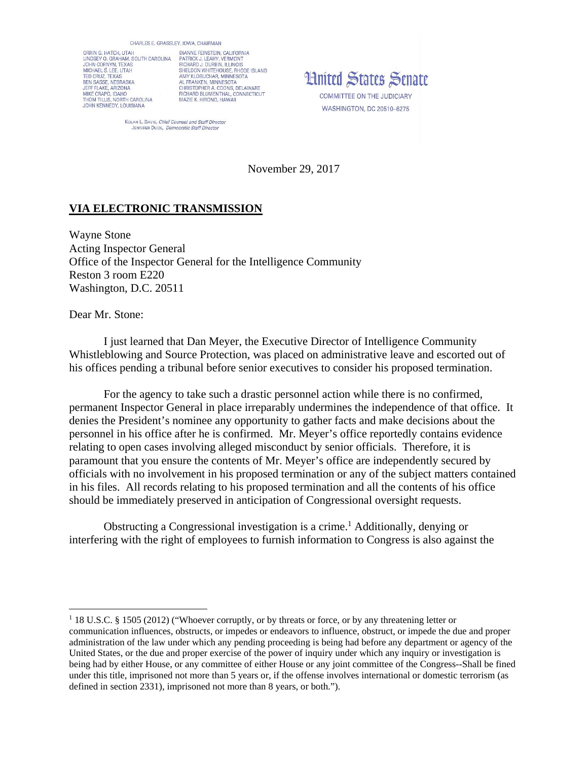CHARLES E. GRASSLEY, IOWA, CHAIRMAN

ORRIN G. HATCH, UTAH
LINDSEY O. GRAHAM, SOUTH CAROLINA
JOHN CORNYN, TEXAS
MICHAEL S. LEE, UTAH
TED CRUZ, TEXAS
BEN SASSE, NEBRASKA
JEFF FLAKE, ARIZONA
MIKE CRAPO, IDAHO
THOM TILLIS, NORTH CAROLINA
JOHN KENNEDY, LOUISIANA

DIANNE FEINSTEIN, CALIFORNIA
PATRICK J. LEAHY, VERMONT
RICHARD J. DURBIN, ILLINOIS
SHELDON WHITEHOUSE, RHODE ISLAND
AMY KLOBUCHAR, MINNESOTA
AL FRANKEN, MINNESOTA
CHRISTOPHER A. COONS, DELAWARE
RICHARD BLUMENTHAL, CONNECTICUT
MAZIE K. HIRONO, HAWAII

KOLAN L. DAVIS, *Chief Counsel and Staff Director*
JENNIFER DUCK, *Democratic Staff Director*

United States Senate

COMMITTEE ON THE JUDICIARY
WASHINGTON, DC 20510–6275

November 29, 2017

**VIA ELECTRONIC TRANSMISSION**

Wayne Stone
Acting Inspector General
Office of the Inspector General for the Intelligence Community
Reston 3 room E220
Washington, D.C. 20511

Dear Mr. Stone:

I just learned that Dan Meyer, the Executive Director of Intelligence Community Whistleblowing and Source Protection, was placed on administrative leave and escorted out of his offices pending a tribunal before senior executives to consider his proposed termination.

For the agency to take such a drastic personnel action while there is no confirmed, permanent Inspector General in place irreparably undermines the independence of that office. It denies the President's nominee any opportunity to gather facts and make decisions about the personnel in his office after he is confirmed. Mr. Meyer's office reportedly contains evidence relating to open cases involving alleged misconduct by senior officials. Therefore, it is paramount that you ensure the contents of Mr. Meyer's office are independently secured by officials with no involvement in his proposed termination or any of the subject matters contained in his files. All records relating to his proposed termination and all the contents of his office should be immediately preserved in anticipation of Congressional oversight requests.

Obstructing a Congressional investigation is a crime.[1] Additionally, denying or interfering with the right of employees to furnish information to Congress is also against the

[1] 18 U.S.C. § 1505 (2012) ("Whoever corruptly, or by threats or force, or by any threatening letter or communication influences, obstructs, or impedes or endeavors to influence, obstruct, or impede the due and proper administration of the law under which any pending proceeding is being had before any department or agency of the United States, or the due and proper exercise of the power of inquiry under which any inquiry or investigation is being had by either House, or any committee of either House or any joint committee of the Congress--Shall be fined under this title, imprisoned not more than 5 years or, if the offense involves international or domestic terrorism (as defined in section 2331), imprisoned not more than 8 years, or both.").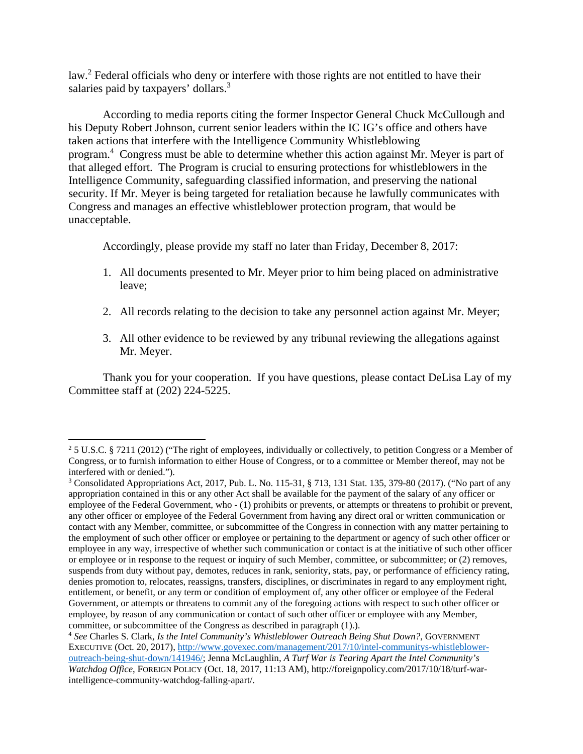law.[2] Federal officials who deny or interfere with those rights are not entitled to have their salaries paid by taxpayers' dollars.[3]

According to media reports citing the former Inspector General Chuck McCullough and his Deputy Robert Johnson, current senior leaders within the IC IG's office and others have taken actions that interfere with the Intelligence Community Whistleblowing program.[4] Congress must be able to determine whether this action against Mr. Meyer is part of that alleged effort. The Program is crucial to ensuring protections for whistleblowers in the Intelligence Community, safeguarding classified information, and preserving the national security. If Mr. Meyer is being targeted for retaliation because he lawfully communicates with Congress and manages an effective whistleblower protection program, that would be unacceptable.

Accordingly, please provide my staff no later than Friday, December 8, 2017:

1. All documents presented to Mr. Meyer prior to him being placed on administrative leave;

2. All records relating to the decision to take any personnel action against Mr. Meyer;

3. All other evidence to be reviewed by any tribunal reviewing the allegations against Mr. Meyer.

Thank you for your cooperation. If you have questions, please contact DeLisa Lay of my Committee staff at (202) 224-5225.

---

[2] 5 U.S.C. § 7211 (2012) ("The right of employees, individually or collectively, to petition Congress or a Member of Congress, or to furnish information to either House of Congress, or to a committee or Member thereof, may not be interfered with or denied.").

[3] Consolidated Appropriations Act, 2017, Pub. L. No. 115-31, § 713, 131 Stat. 135, 379-80 (2017). ("No part of any appropriation contained in this or any other Act shall be available for the payment of the salary of any officer or employee of the Federal Government, who - (1) prohibits or prevents, or attempts or threatens to prohibit or prevent, any other officer or employee of the Federal Government from having any direct oral or written communication or contact with any Member, committee, or subcommittee of the Congress in connection with any matter pertaining to the employment of such other officer or employee or pertaining to the department or agency of such other officer or employee in any way, irrespective of whether such communication or contact is at the initiative of such other officer or employee or in response to the request or inquiry of such Member, committee, or subcommittee; or (2) removes, suspends from duty without pay, demotes, reduces in rank, seniority, stats, pay, or performance of efficiency rating, denies promotion to, relocates, reassigns, transfers, disciplines, or discriminates in regard to any employment right, entitlement, or benefit, or any term or condition of employment of, any other officer or employee of the Federal Government, or attempts or threatens to commit any of the foregoing actions with respect to such other officer or employee, by reason of any communication or contact of such other officer or employee with any Member, committee, or subcommittee of the Congress as described in paragraph (1).).

[4] *See* Charles S. Clark, *Is the Intel Community's Whistleblower Outreach Being Shut Down?*, GOVERNMENT EXECUTIVE (Oct. 20, 2017), http://www.govexec.com/management/2017/10/intel-communitys-whistleblower-outreach-being-shut-down/141946/; Jenna McLaughlin, *A Turf War is Tearing Apart the Intel Community's Watchdog Office*, FOREIGN POLICY (Oct. 18, 2017, 11:13 AM), http://foreignpolicy.com/2017/10/18/turf-war-intelligence-community-watchdog-falling-apart/.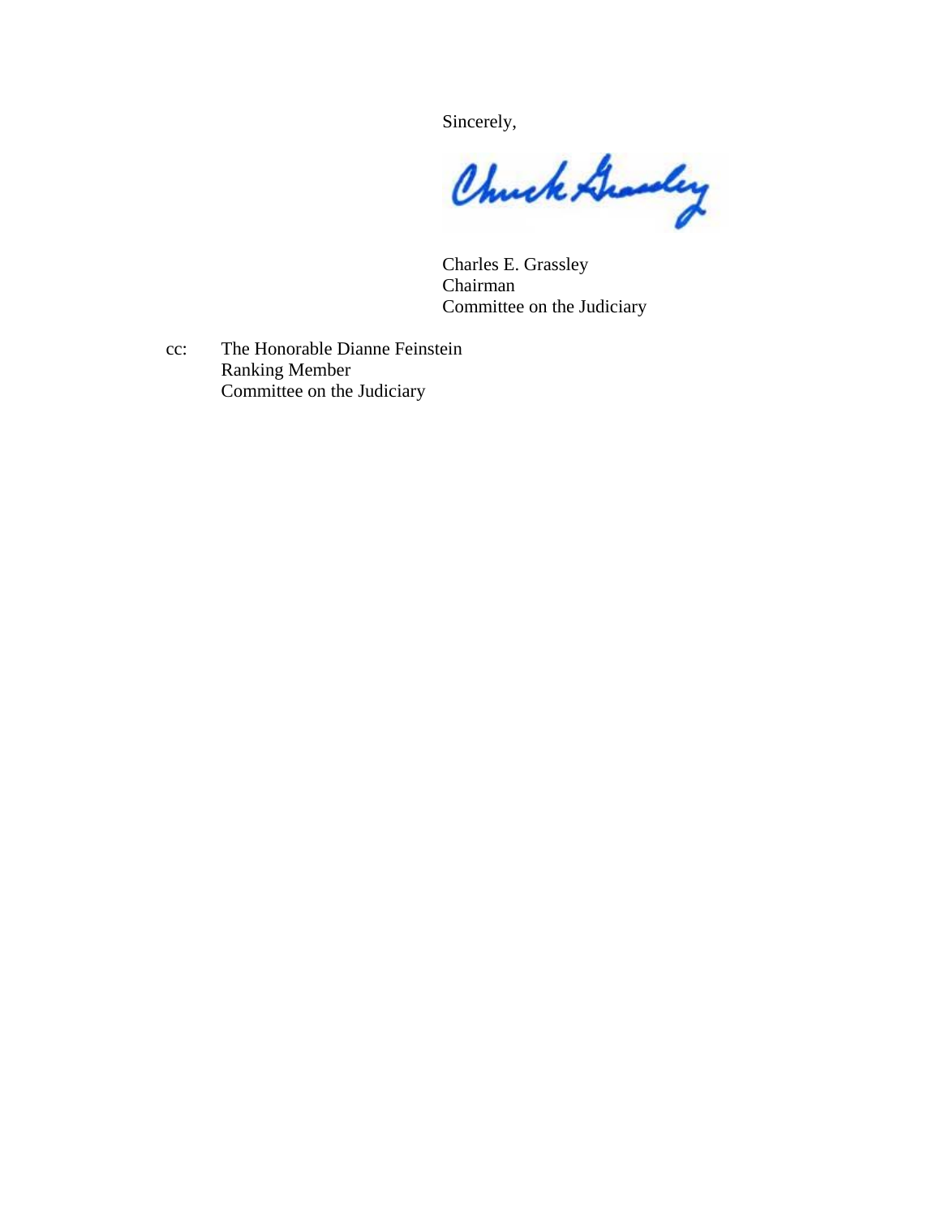Sincerely,

Charles E. Grassley
Chairman
Committee on the Judiciary

cc: The Honorable Dianne Feinstein
Ranking Member
Committee on the Judiciary